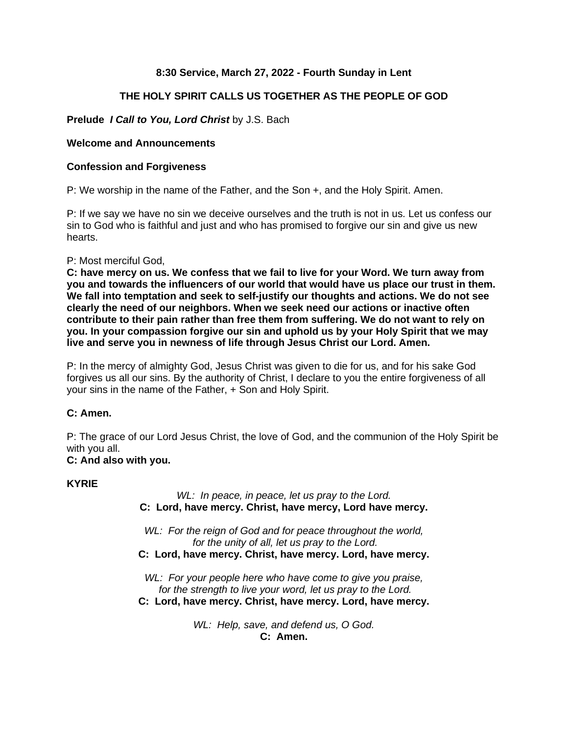**8:30 Service, March 27, 2022 - Fourth Sunday in Lent**

**THE HOLY SPIRIT CALLS US TOGETHER AS THE PEOPLE OF GOD**

**Prelude** ***I Call to You, Lord Christ*** by J.S. Bach

**Welcome and Announcements**

**Confession and Forgiveness**

P: We worship in the name of the Father, and the Son +, and the Holy Spirit. Amen.

P: If we say we have no sin we deceive ourselves and the truth is not in us. Let us confess our sin to God who is faithful and just and who has promised to forgive our sin and give us new hearts.

P: Most merciful God,
**C: have mercy on us. We confess that we fail to live for your Word. We turn away from you and towards the influencers of our world that would have us place our trust in them. We fall into temptation and seek to self-justify our thoughts and actions. We do not see clearly the need of our neighbors. When we seek need our actions or inactive often contribute to their pain rather than free them from suffering. We do not want to rely on you. In your compassion forgive our sin and uphold us by your Holy Spirit that we may live and serve you in newness of life through Jesus Christ our Lord. Amen.**

P: In the mercy of almighty God, Jesus Christ was given to die for us, and for his sake God forgives us all our sins. By the authority of Christ, I declare to you the entire forgiveness of all your sins in the name of the Father, + Son and Holy Spirit.

**C: Amen.**

P: The grace of our Lord Jesus Christ, the love of God, and the communion of the Holy Spirit be with you all.
**C: And also with you.**

**KYRIE**

*WL: In peace, in peace, let us pray to the Lord.*
**C: Lord, have mercy. Christ, have mercy, Lord have mercy.**

*WL: For the reign of God and for peace throughout the world,*
*for the unity of all, let us pray to the Lord.*
**C: Lord, have mercy. Christ, have mercy. Lord, have mercy.**

*WL: For your people here who have come to give you praise,*
*for the strength to live your word, let us pray to the Lord.*
**C: Lord, have mercy. Christ, have mercy. Lord, have mercy.**

*WL: Help, save, and defend us, O God.*
**C: Amen.**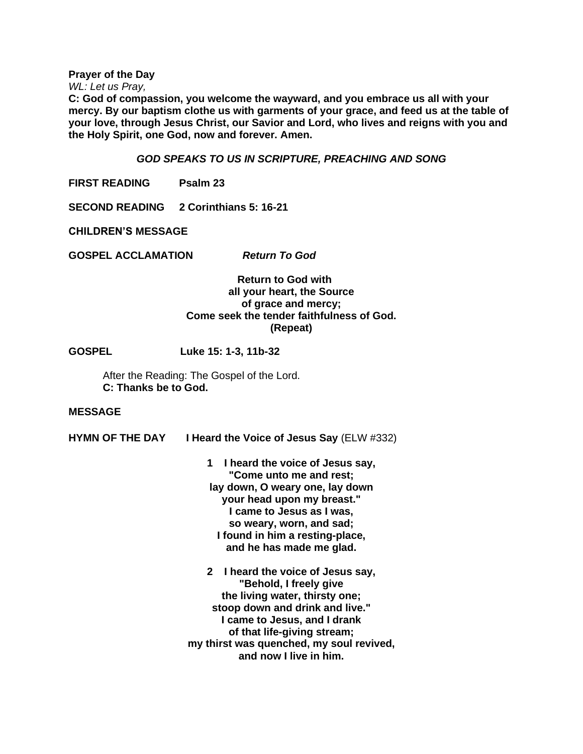**Prayer of the Day**

*WL: Let us Pray,*

**C: God of compassion, you welcome the wayward, and you embrace us all with your mercy. By our baptism clothe us with garments of your grace, and feed us at the table of your love, through Jesus Christ, our Savior and Lord, who lives and reigns with you and the Holy Spirit, one God, now and forever. Amen.**

***GOD SPEAKS TO US IN SCRIPTURE, PREACHING AND SONG***

**FIRST READING** **Psalm 23**

**SECOND READING** **2 Corinthians 5: 16-21**

**CHILDREN'S MESSAGE**

**GOSPEL ACCLAMATION** ***Return To God***

**Return to God with**
**all your heart, the Source**
**of grace and mercy;**
**Come seek the tender faithfulness of God.**
**(Repeat)**

**GOSPEL** **Luke 15: 1-3, 11b-32**

After the Reading: The Gospel of the Lord.
**C: Thanks be to God.**

**MESSAGE**

**HYMN OF THE DAY** **I Heard the Voice of Jesus Say** (ELW #332)

**1 I heard the voice of Jesus say,**
**"Come unto me and rest;**
**lay down, O weary one, lay down**
**your head upon my breast."**
**I came to Jesus as I was,**
**so weary, worn, and sad;**
**I found in him a resting-place,**
**and he has made me glad.**

**2 I heard the voice of Jesus say,**
**"Behold, I freely give**
**the living water, thirsty one;**
**stoop down and drink and live."**
**I came to Jesus, and I drank**
**of that life-giving stream;**
**my thirst was quenched, my soul revived,**
**and now I live in him.**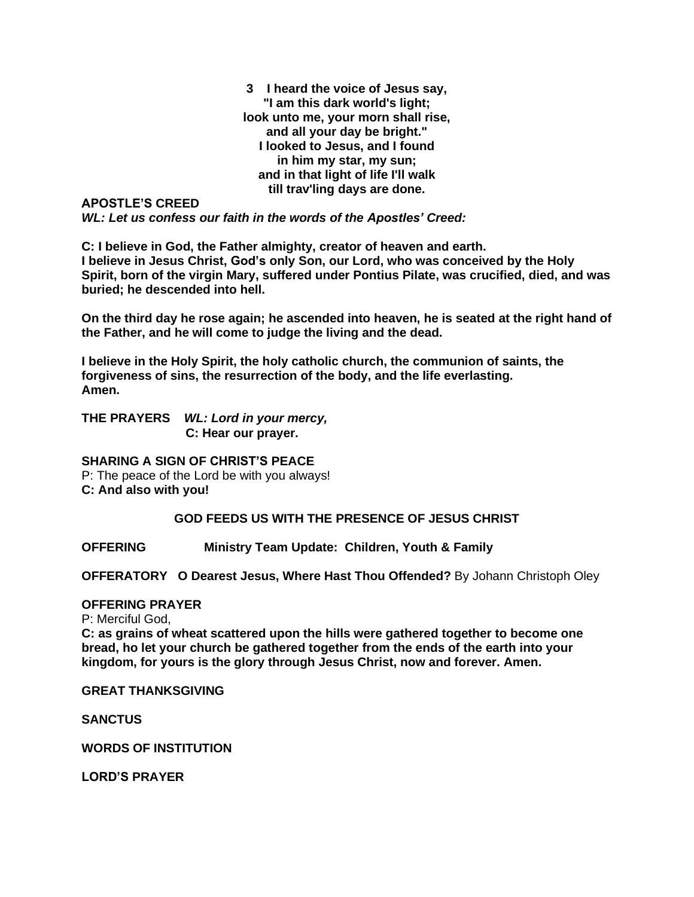**3 I heard the voice of Jesus say,**
**"I am this dark world's light;**
**look unto me, your morn shall rise,**
**and all your day be bright."**
**I looked to Jesus, and I found**
**in him my star, my sun;**
**and in that light of life I'll walk**
**till trav'ling days are done.**

**APOSTLE'S CREED**

***WL: Let us confess our faith in the words of the Apostles' Creed:***

**C: I believe in God, the Father almighty, creator of heaven and earth.**
**I believe in Jesus Christ, God's only Son, our Lord, who was conceived by the Holy Spirit, born of the virgin Mary, suffered under Pontius Pilate, was crucified, died, and was buried; he descended into hell.**

**On the third day he rose again; he ascended into heaven, he is seated at the right hand of the Father, and he will come to judge the living and the dead.**

**I believe in the Holy Spirit, the holy catholic church, the communion of saints, the forgiveness of sins, the resurrection of the body, and the life everlasting.**
**Amen.**

**THE PRAYERS** ***WL: Lord in your mercy,***
**C: Hear our prayer.**

**SHARING A SIGN OF CHRIST'S PEACE**

P: The peace of the Lord be with you always!
**C: And also with you!**

## GOD FEEDS US WITH THE PRESENCE OF JESUS CHRIST

**OFFERING** **Ministry Team Update: Children, Youth & Family**

**OFFERATORY O Dearest Jesus, Where Hast Thou Offended?** By Johann Christoph Oley

**OFFERING PRAYER**

P: Merciful God,
**C: as grains of wheat scattered upon the hills were gathered together to become one bread, ho let your church be gathered together from the ends of the earth into your kingdom, for yours is the glory through Jesus Christ, now and forever. Amen.**

**GREAT THANKSGIVING**

**SANCTUS**

**WORDS OF INSTITUTION**

**LORD'S PRAYER**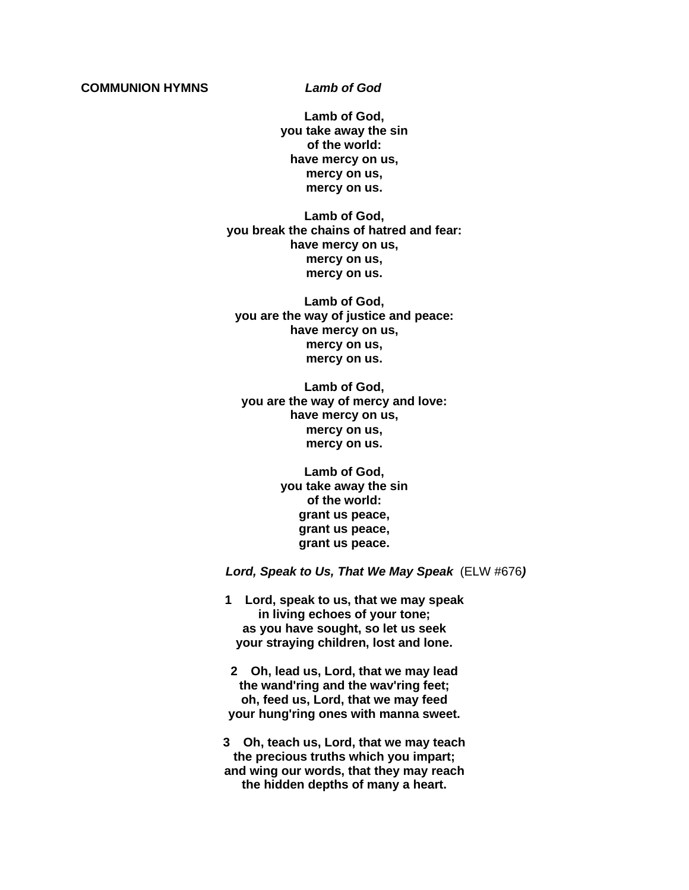**COMMUNION HYMNS** ***Lamb of God***

**Lamb of God,**
**you take away the sin**
**of the world:**
**have mercy on us,**
**mercy on us,**
**mercy on us.**

**Lamb of God,**
**you break the chains of hatred and fear:**
**have mercy on us,**
**mercy on us,**
**mercy on us.**

**Lamb of God,**
**you are the way of justice and peace:**
**have mercy on us,**
**mercy on us,**
**mercy on us.**

**Lamb of God,**
**you are the way of mercy and love:**
**have mercy on us,**
**mercy on us,**
**mercy on us.**

**Lamb of God,**
**you take away the sin**
**of the world:**
**grant us peace,**
**grant us peace,**
**grant us peace.**

***Lord, Speak to Us, That We May Speak*** (ELW #676***)***

**1 Lord, speak to us, that we may speak**
**in living echoes of your tone;**
**as you have sought, so let us seek**
**your straying children, lost and lone.**

**2 Oh, lead us, Lord, that we may lead**
**the wand'ring and the wav'ring feet;**
**oh, feed us, Lord, that we may feed**
**your hung'ring ones with manna sweet.**

**3 Oh, teach us, Lord, that we may teach**
**the precious truths which you impart;**
**and wing our words, that they may reach**
**the hidden depths of many a heart.**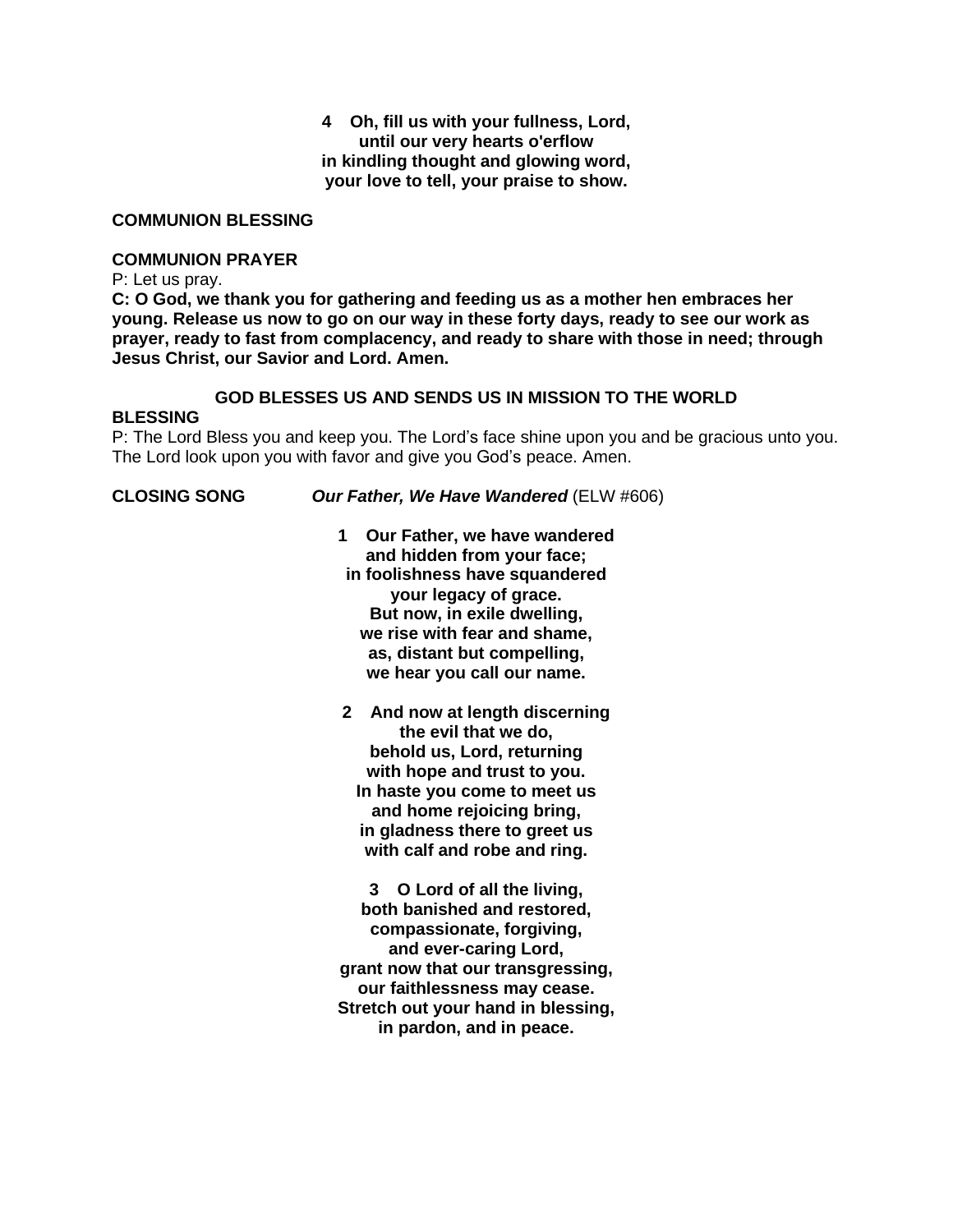**4 Oh, fill us with your fullness, Lord,**
**until our very hearts o'erflow**
**in kindling thought and glowing word,**
**your love to tell, your praise to show.**

**COMMUNION BLESSING**

**COMMUNION PRAYER**

P: Let us pray.

**C: O God, we thank you for gathering and feeding us as a mother hen embraces her young. Release us now to go on our way in these forty days, ready to see our work as prayer, ready to fast from complacency, and ready to share with those in need; through Jesus Christ, our Savior and Lord. Amen.**

## GOD BLESSES US AND SENDS US IN MISSION TO THE WORLD

**BLESSING**

P: The Lord Bless you and keep you. The Lord's face shine upon you and be gracious unto you. The Lord look upon you with favor and give you God's peace. Amen.

**CLOSING SONG** ***Our Father, We Have Wandered*** (ELW #606)

**1 Our Father, we have wandered**
**and hidden from your face;**
**in foolishness have squandered**
**your legacy of grace.**
**But now, in exile dwelling,**
**we rise with fear and shame,**
**as, distant but compelling,**
**we hear you call our name.**

**2 And now at length discerning**
**the evil that we do,**
**behold us, Lord, returning**
**with hope and trust to you.**
**In haste you come to meet us**
**and home rejoicing bring,**
**in gladness there to greet us**
**with calf and robe and ring.**

**3 O Lord of all the living,**
**both banished and restored,**
**compassionate, forgiving,**
**and ever-caring Lord,**
**grant now that our transgressing,**
**our faithlessness may cease.**
**Stretch out your hand in blessing,**
**in pardon, and in peace.**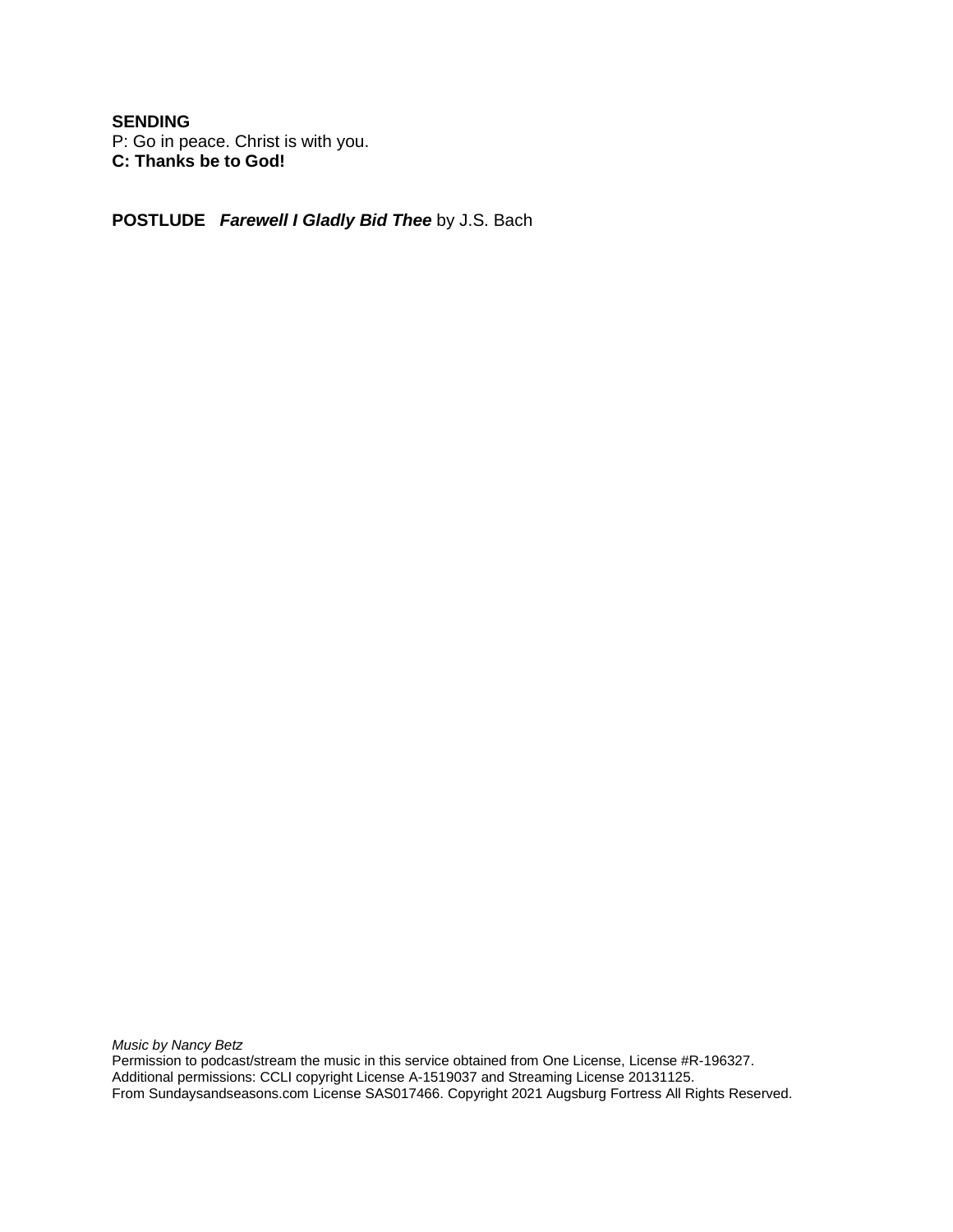**SENDING**
P: Go in peace. Christ is with you.
**C: Thanks be to God!**

**POSTLUDE** ***Farewell I Gladly Bid Thee*** by J.S. Bach

*Music by Nancy Betz*
Permission to podcast/stream the music in this service obtained from One License, License #R-196327.
Additional permissions: CCLI copyright License A-1519037 and Streaming License 20131125.
From Sundaysandseasons.com License SAS017466. Copyright 2021 Augsburg Fortress All Rights Reserved.